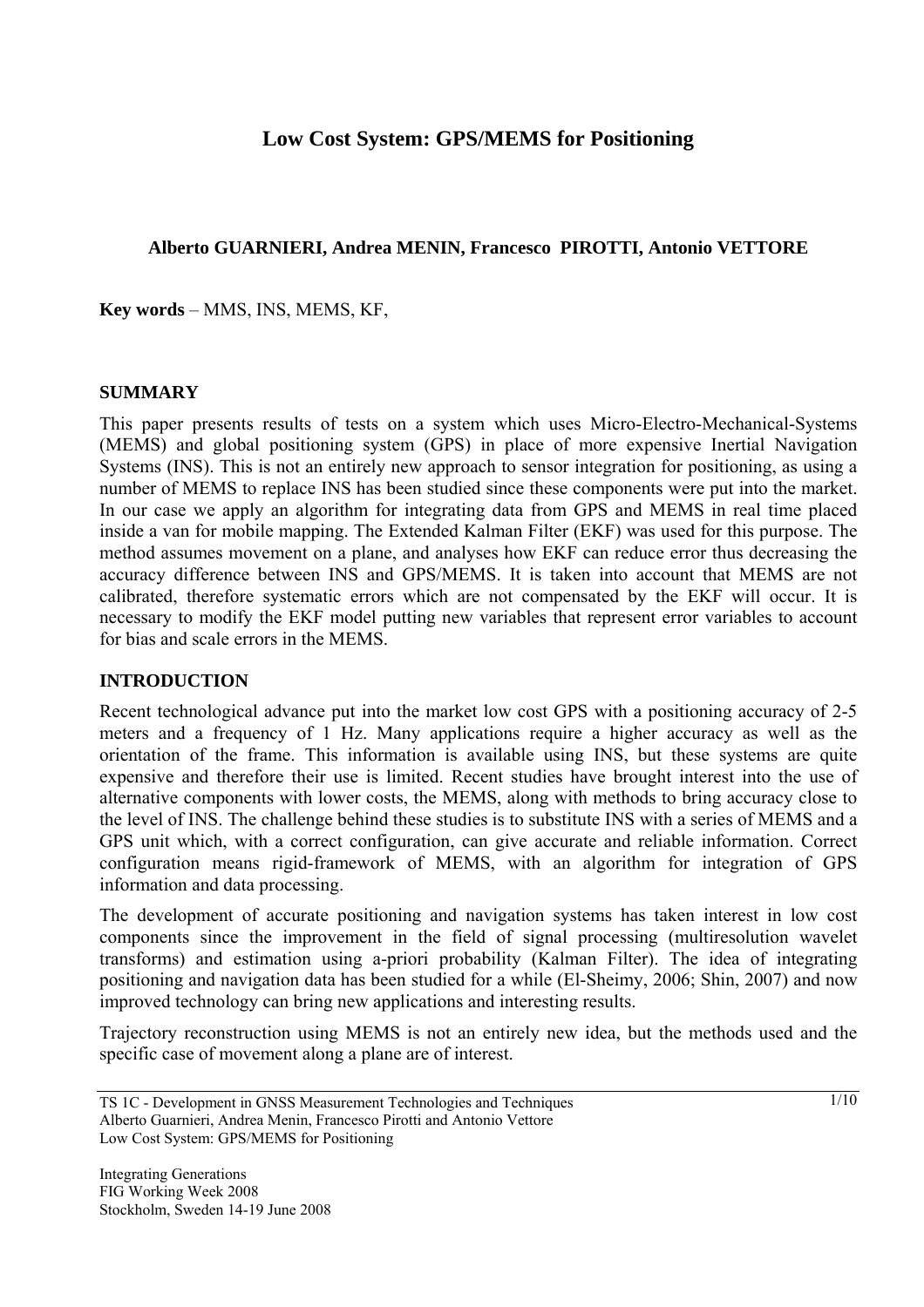# Low Cost System: GPS/MEMS for Positioning

**Alberto GUARNIERI, Andrea MENIN, Francesco PIROTTI, Antonio VETTORE**

**Key words** – MMS, INS, MEMS, KF,

## SUMMARY

This paper presents results of tests on a system which uses Micro-Electro-Mechanical-Systems (MEMS) and global positioning system (GPS) in place of more expensive Inertial Navigation Systems (INS). This is not an entirely new approach to sensor integration for positioning, as using a number of MEMS to replace INS has been studied since these components were put into the market. In our case we apply an algorithm for integrating data from GPS and MEMS in real time placed inside a van for mobile mapping. The Extended Kalman Filter (EKF) was used for this purpose. The method assumes movement on a plane, and analyses how EKF can reduce error thus decreasing the accuracy difference between INS and GPS/MEMS. It is taken into account that MEMS are not calibrated, therefore systematic errors which are not compensated by the EKF will occur. It is necessary to modify the EKF model putting new variables that represent error variables to account for bias and scale errors in the MEMS.

## INTRODUCTION

Recent technological advance put into the market low cost GPS with a positioning accuracy of 2-5 meters and a frequency of 1 Hz. Many applications require a higher accuracy as well as the orientation of the frame. This information is available using INS, but these systems are quite expensive and therefore their use is limited. Recent studies have brought interest into the use of alternative components with lower costs, the MEMS, along with methods to bring accuracy close to the level of INS. The challenge behind these studies is to substitute INS with a series of MEMS and a GPS unit which, with a correct configuration, can give accurate and reliable information. Correct configuration means rigid-framework of MEMS, with an algorithm for integration of GPS information and data processing.

The development of accurate positioning and navigation systems has taken interest in low cost components since the improvement in the field of signal processing (multiresolution wavelet transforms) and estimation using a-priori probability (Kalman Filter). The idea of integrating positioning and navigation data has been studied for a while (El-Sheimy, 2006; Shin, 2007) and now improved technology can bring new applications and interesting results.

Trajectory reconstruction using MEMS is not an entirely new idea, but the methods used and the specific case of movement along a plane are of interest.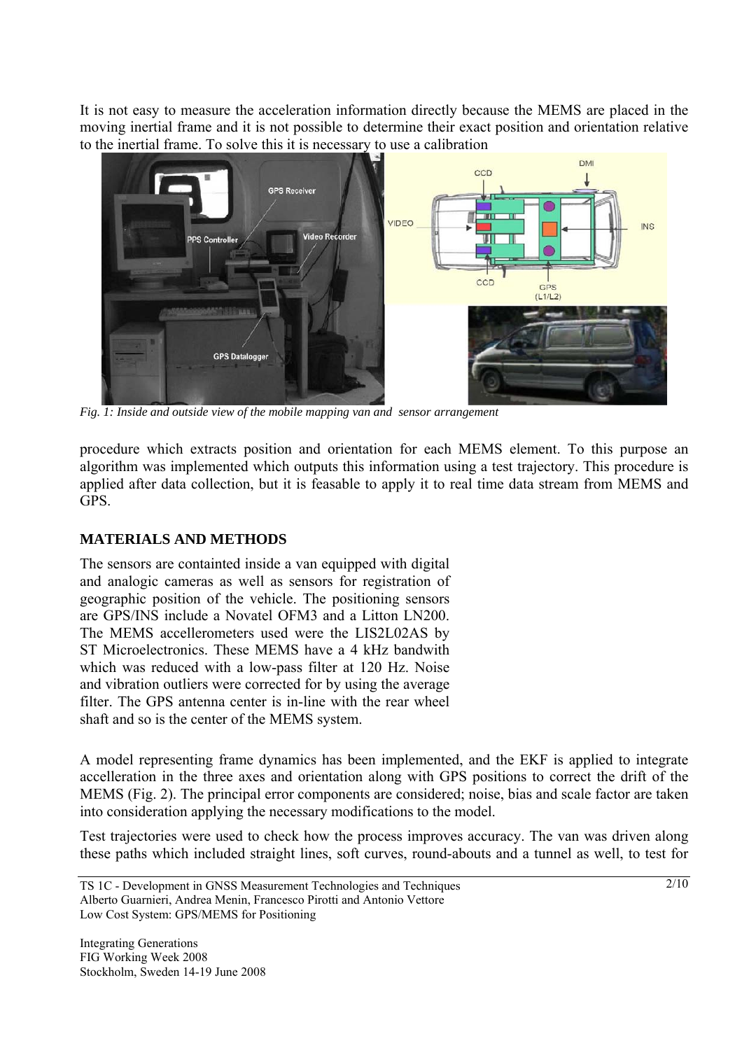It is not easy to measure the acceleration information directly because the MEMS are placed in the moving inertial frame and it is not possible to determine their exact position and orientation relative to the inertial frame. To solve this it is necessary to use a calibration

*Fig. 1: Inside and outside view of the mobile mapping van and sensor arrangement*

procedure which extracts position and orientation for each MEMS element. To this purpose an algorithm was implemented which outputs this information using a test trajectory. This procedure is applied after data collection, but it is feasable to apply it to real time data stream from MEMS and GPS.

## MATERIALS AND METHODS

The sensors are containted inside a van equipped with digital and analogic cameras as well as sensors for registration of geographic position of the vehicle. The positioning sensors are GPS/INS include a Novatel OFM3 and a Litton LN200. The MEMS accellerometers used were the LIS2L02AS by ST Microelectronics. These MEMS have a 4 kHz bandwith which was reduced with a low-pass filter at 120 Hz. Noise and vibration outliers were corrected for by using the average filter. The GPS antenna center is in-line with the rear wheel shaft and so is the center of the MEMS system.

A model representing frame dynamics has been implemented, and the EKF is applied to integrate accelleration in the three axes and orientation along with GPS positions to correct the drift of the MEMS (Fig. 2). The principal error components are considered; noise, bias and scale factor are taken into consideration applying the necessary modifications to the model.

Test trajectories were used to check how the process improves accuracy. The van was driven along these paths which included straight lines, soft curves, round-abouts and a tunnel as well, to test for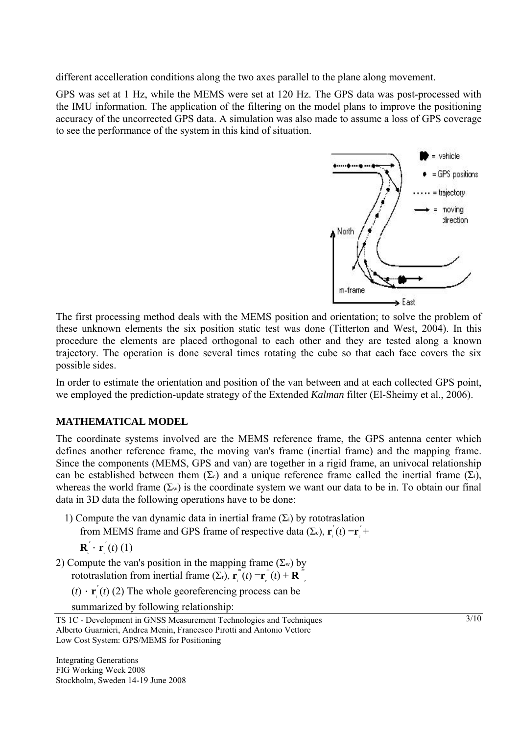different accelleration conditions along the two axes parallel to the plane along movement.

GPS was set at 1 Hz, while the MEMS were set at 120 Hz. The GPS data was post-processed with the IMU information. The application of the filtering on the model plans to improve the positioning accuracy of the uncorrected GPS data. A simulation was also made to assume a loss of GPS coverage to see the performance of the system in this kind of situation.

The first processing method deals with the MEMS position and orientation; to solve the problem of these unknown elements the six position static test was done (Titterton and West, 2004). In this procedure the elements are placed orthogonal to each other and they are tested along a known trajectory. The operation is done several times rotating the cube so that each face covers the six possible sides.

In order to estimate the orientation and position of the van between and at each collected GPS point, we employed the prediction-update strategy of the Extended *Kalman* filter (El-Sheimy et al., 2006).

## MATHEMATICAL MODEL

The coordinate systems involved are the MEMS reference frame, the GPS antenna center which defines another reference frame, the moving van's frame (inertial frame) and the mapping frame. Since the components (MEMS, GPS and van) are together in a rigid frame, an univocal relationship can be established between them ($\Sigma_c$) and a unique reference frame called the inertial frame ($\Sigma_i$), whereas the world frame ($\Sigma_w$) is the coordinate system we want our data to be in. To obtain our final data in 3D data the following operations have to be done:

1) Compute the van dynamic data in inertial frame ($\Sigma_i$) by rototraslation from MEMS frame and GPS frame of respective data ($\Sigma_c$), $\mathbf{r}_i^r(t) = \mathbf{r}_c^r + \mathbf{R}_c^r \cdot \mathbf{r}_c^r(t)$ (1)
2) Compute the van's position in the mapping frame ($\Sigma_w$) by rototraslation from inertial frame ($\Sigma_r$), $\mathbf{r}_i^m(t) = \mathbf{r}_r^m(t) + \mathbf{R}_r^m(t) \cdot \mathbf{r}_i^r(t)$ (2) The whole georeferencing process can be summarized by following relationship: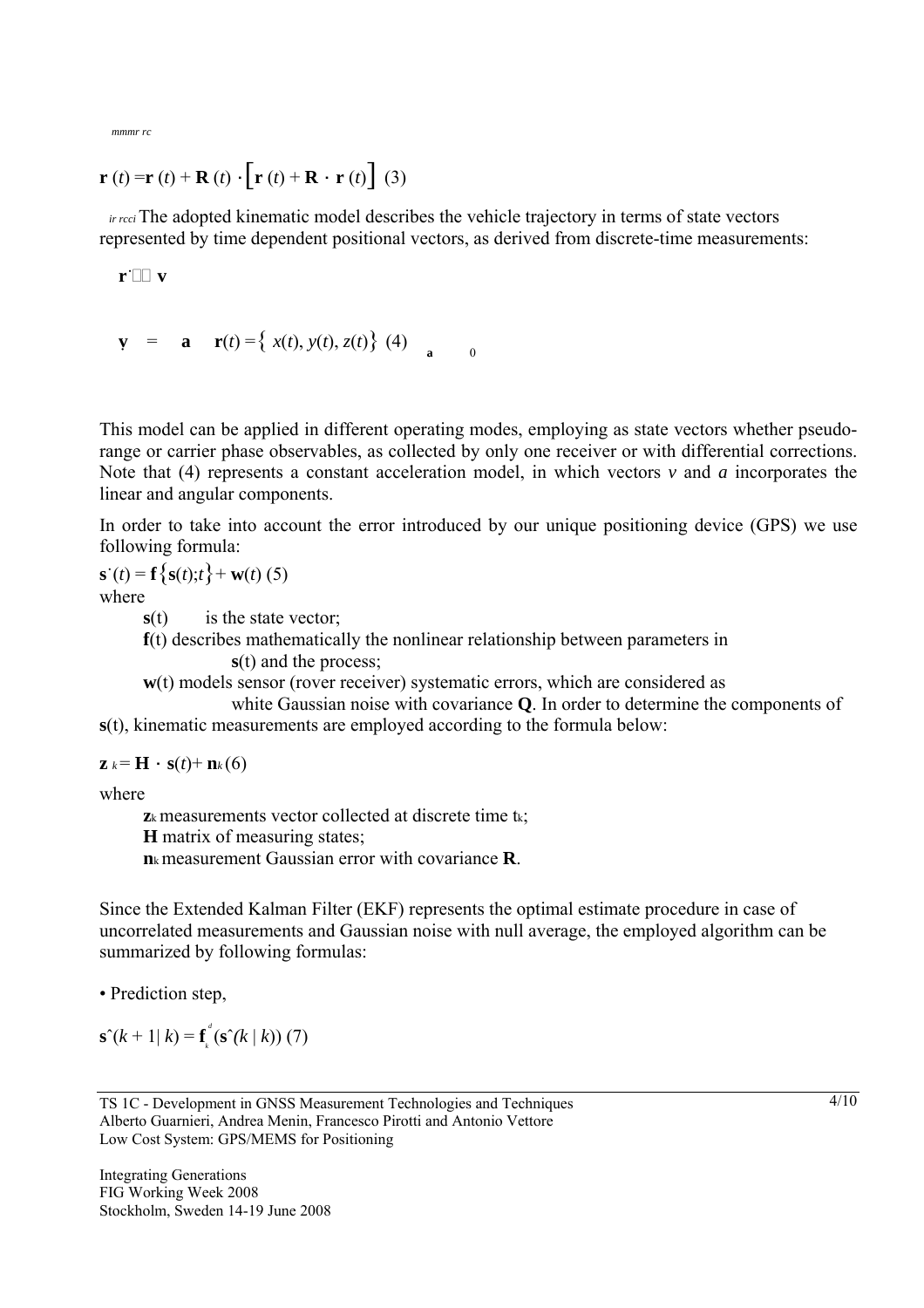$$\mathbf{r}_m^i(t) = \mathbf{r}_m^i(t) + \mathbf{R}_m^i(t) \cdot \left[ \mathbf{r}_r^m(t) + \mathbf{R}_c^r \cdot \mathbf{r}_c^c(t) \right] \quad (3)$$

The adopted kinematic model describes the vehicle trajectory in terms of state vectors represented by time dependent positional vectors, as derived from discrete-time measurements:

$$\dot{\mathbf{r}} = \mathbf{v} \qquad \dot{\mathbf{v}} = \mathbf{a} \qquad \dot{\mathbf{a}} = 0 \qquad \mathbf{r}(t) = \{ x(t), y(t), z(t) \} \quad (4)$$

This model can be applied in different operating modes, employing as state vectors whether pseudo-range or carrier phase observables, as collected by only one receiver or with differential corrections. Note that (4) represents a constant acceleration model, in which vectors *v* and *a* incorporates the linear and angular components.

In order to take into account the error introduced by our unique positioning device (GPS) we use following formula:

$$\dot{\mathbf{s}}(t) = \mathbf{f}\{\mathbf{s}(t); t\} + \mathbf{w}(t) \quad (5)$$

where

- $\mathbf{s}(t)$ is the state vector;
- $\mathbf{f}(t)$ describes mathematically the nonlinear relationship between parameters in $\mathbf{s}(t)$ and the process;
- $\mathbf{w}(t)$ models sensor (rover receiver) systematic errors, which are considered as white Gaussian noise with covariance **Q**. In order to determine the components of $\mathbf{s}(t)$, kinematic measurements are employed according to the formula below:

$$\mathbf{z}_k = \mathbf{H} \cdot \mathbf{s}(t) + \mathbf{n}_k \quad (6)$$

where

- $\mathbf{z}_k$ measurements vector collected at discrete time $t_k$;
- **H** matrix of measuring states;
- $\mathbf{n}_k$ measurement Gaussian error with covariance **R**.

Since the Extended Kalman Filter (EKF) represents the optimal estimate procedure in case of uncorrelated measurements and Gaussian noise with null average, the employed algorithm can be summarized by following formulas:

• Prediction step,

$$\hat{\mathbf{s}}(k+1 \mid k) = \mathbf{f}_k^d(\hat{\mathbf{s}}(k \mid k)) \quad (7)$$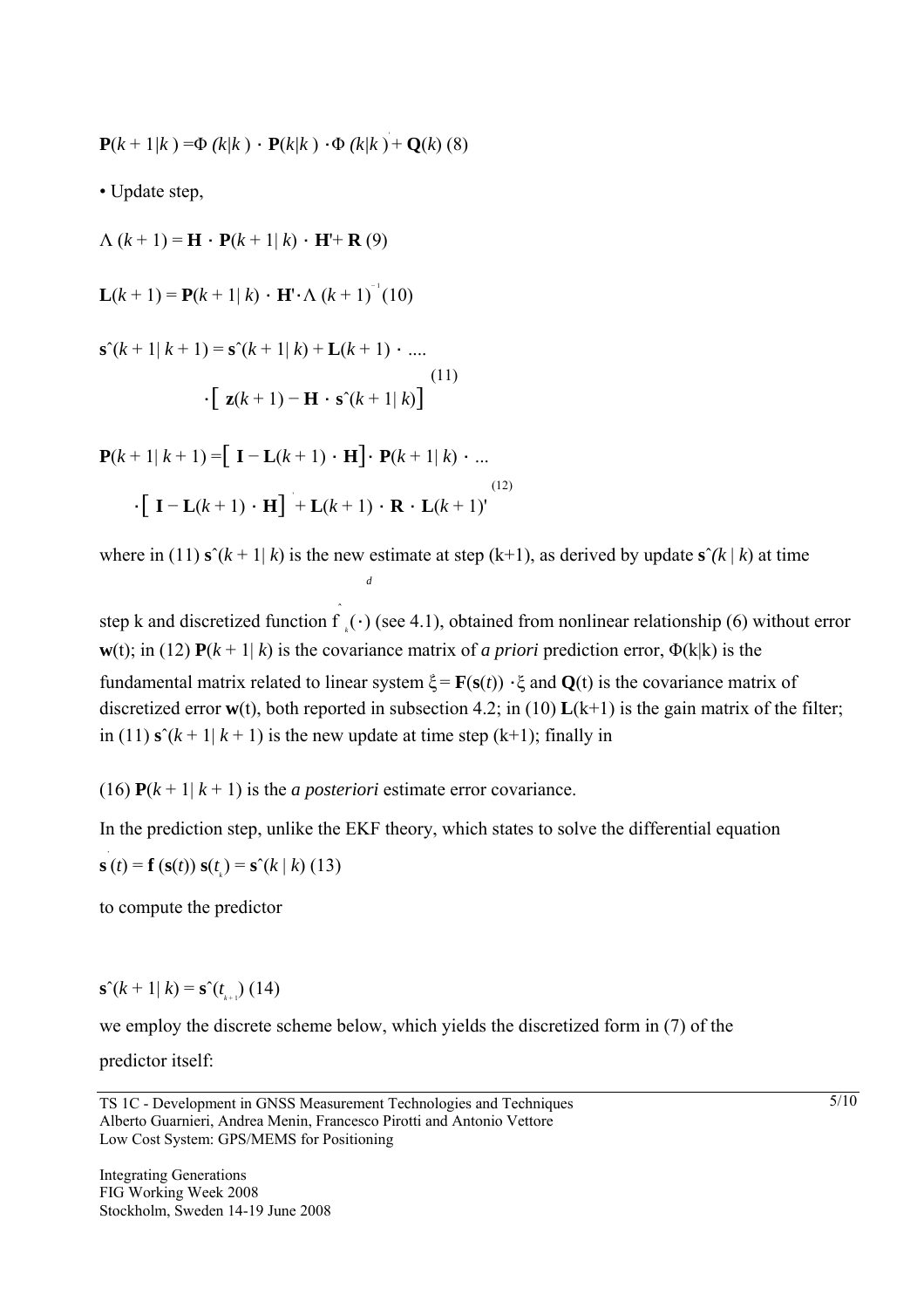$$\mathbf{P}(k+1|k) = \Phi(k|k) \cdot \mathbf{P}(k|k) \cdot \Phi(k|k)' + \mathbf{Q}(k) \quad (8)$$

- Update step,

$$\Lambda(k+1) = \mathbf{H} \cdot \mathbf{P}(k+1|k) \cdot \mathbf{H}' + \mathbf{R} \quad (9)$$

$$\mathbf{L}(k+1) = \mathbf{P}(k+1|k) \cdot \mathbf{H}' \cdot \Lambda(k+1)^{-1} \quad (10)$$

$$\hat{\mathbf{s}}(k+1|k+1) = \hat{\mathbf{s}}(k+1|k) + \mathbf{L}(k+1) \cdot \ldots \cdot \left[ \mathbf{z}(k+1) - \mathbf{H} \cdot \hat{\mathbf{s}}(k+1|k) \right] \quad (11)$$

$$\mathbf{P}(k+1|k+1) = \left[ \mathbf{I} - \mathbf{L}(k+1) \cdot \mathbf{H} \right] \cdot \mathbf{P}(k+1|k) \cdot \ldots \cdot \left[ \mathbf{I} - \mathbf{L}(k+1) \cdot \mathbf{H} \right]' + \mathbf{L}(k+1) \cdot \mathbf{R} \cdot \mathbf{L}(k+1)' \quad (12)$$

where in (11) $\hat{\mathbf{s}}(k+1|k)$ is the new estimate at step (k+1), as derived by update $\hat{\mathbf{s}}(k|k)$ at time step k and discretized function $\hat{f}^{d}_{k}(\cdot)$ (see 4.1), obtained from nonlinear relationship (6) without error $\mathbf{w}(t)$; in (12) $\mathbf{P}(k+1|k)$ is the covariance matrix of *a priori* prediction error, $\Phi(k|k)$ is the fundamental matrix related to linear system $\dot{\xi} = \mathbf{F}(\mathbf{s}(t)) \cdot \xi$ and $\mathbf{Q}(t)$ is the covariance matrix of discretized error $\mathbf{w}(t)$, both reported in subsection 4.2; in (10) $\mathbf{L}(k+1)$ is the gain matrix of the filter; in (11) $\hat{\mathbf{s}}(k+1|k+1)$ is the new update at time step (k+1); finally in

(16) $\mathbf{P}(k+1|k+1)$ is the *a posteriori* estimate error covariance.

In the prediction step, unlike the EKF theory, which states to solve the differential equation

$$\dot{\mathbf{s}}(t) = \mathbf{f}(\mathbf{s}(t)) \quad \mathbf{s}(t_k) = \hat{\mathbf{s}}(k|k) \quad (13)$$

to compute the predictor

$$\hat{\mathbf{s}}(k+1|k) = \hat{\mathbf{s}}(t_{k+1}) \quad (14)$$

we employ the discrete scheme below, which yields the discretized form in (7) of the predictor itself: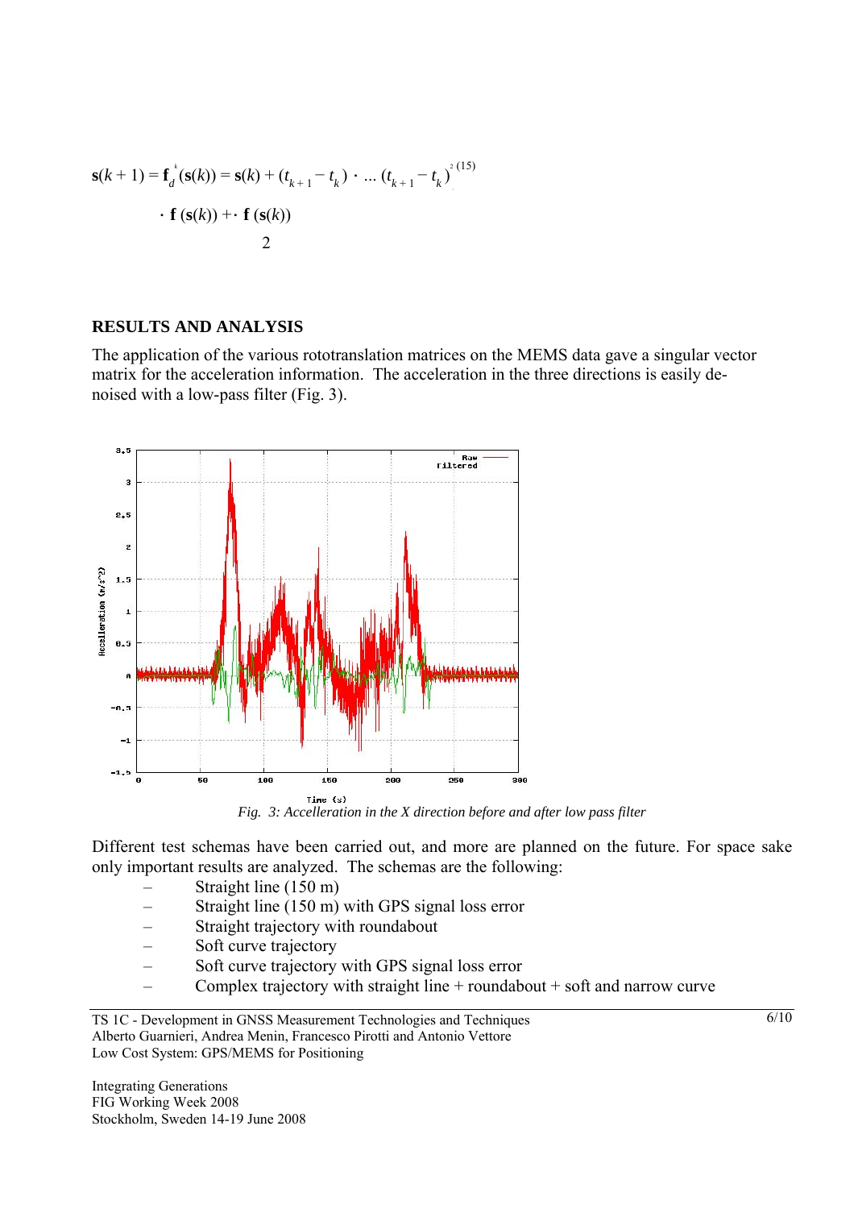$$\mathbf{s}(k+1) = \mathbf{f}_d^{\,k}(\mathbf{s}(k)) = \mathbf{s}(k) + (t_{k+1} - t_k) \cdot \ldots (t_{k+1} - t_k)^{2} \quad (15)$$

$$\cdot\, \mathbf{f}\,(\mathbf{s}(k)) + \cdot\, \mathbf{f}\,(\mathbf{s}(k))$$

$$2$$

## RESULTS AND ANALYSIS

The application of the various rototranslation matrices on the MEMS data gave a singular vector matrix for the acceleration information. The acceleration in the three directions is easily de-noised with a low-pass filter (Fig. 3).

*Fig. 3: Accelleration in the X direction before and after low pass filter*

Different test schemas have been carried out, and more are planned on the future. For space sake only important results are analyzed. The schemas are the following:

- Straight line (150 m)
- Straight line (150 m) with GPS signal loss error
- Straight trajectory with roundabout
- Soft curve trajectory
- Soft curve trajectory with GPS signal loss error
- Complex trajectory with straight line + roundabout + soft and narrow curve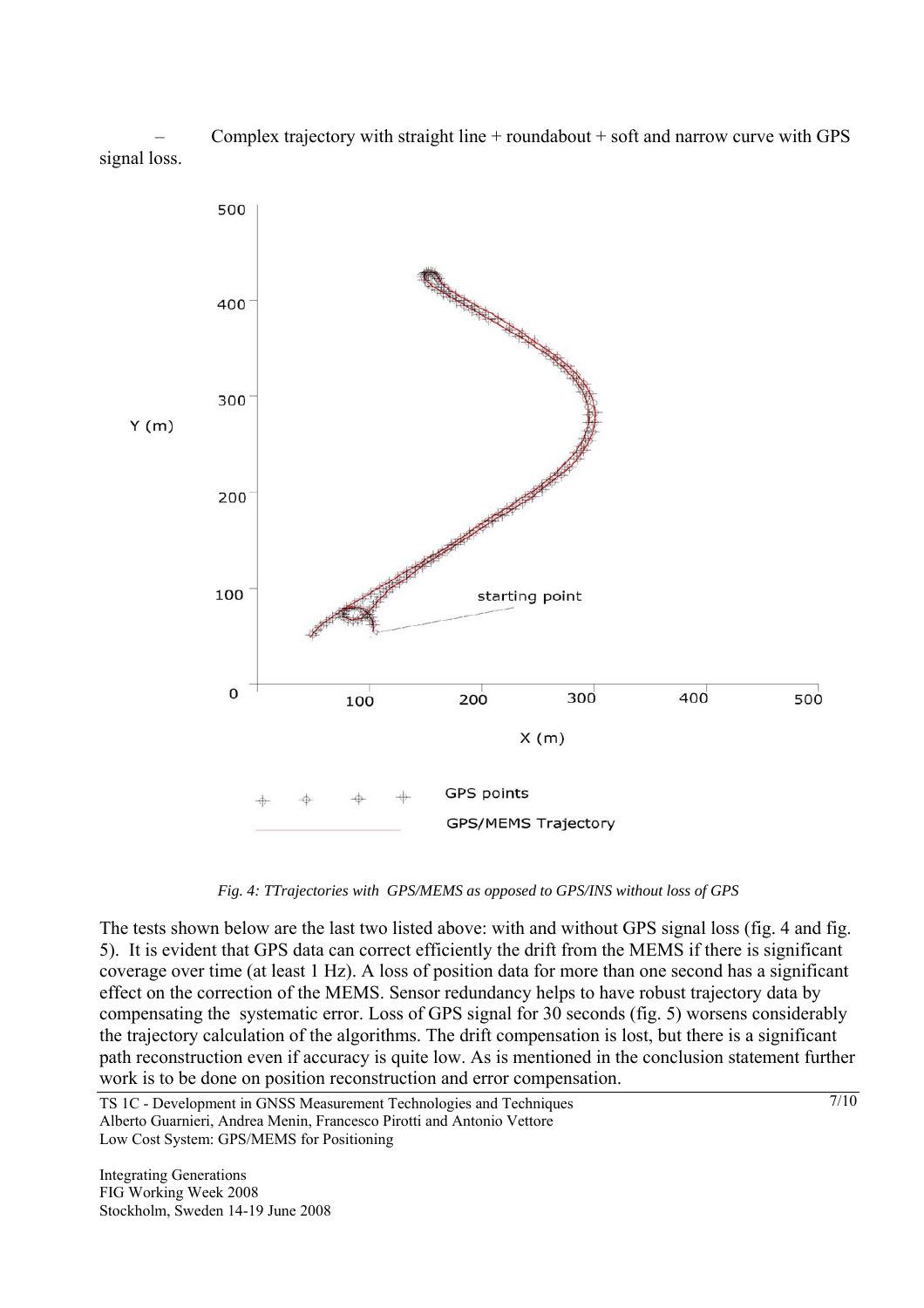– Complex trajectory with straight line + roundabout + soft and narrow curve with GPS signal loss.

*Fig. 4: TTrajectories with GPS/MEMS as opposed to GPS/INS without loss of GPS*

The tests shown below are the last two listed above: with and without GPS signal loss (fig. 4 and fig. 5). It is evident that GPS data can correct efficiently the drift from the MEMS if there is significant coverage over time (at least 1 Hz). A loss of position data for more than one second has a significant effect on the correction of the MEMS. Sensor redundancy helps to have robust trajectory data by compensating the systematic error. Loss of GPS signal for 30 seconds (fig. 5) worsens considerably the trajectory calculation of the algorithms. The drift compensation is lost, but there is a significant path reconstruction even if accuracy is quite low. As is mentioned in the conclusion statement further work is to be done on position reconstruction and error compensation.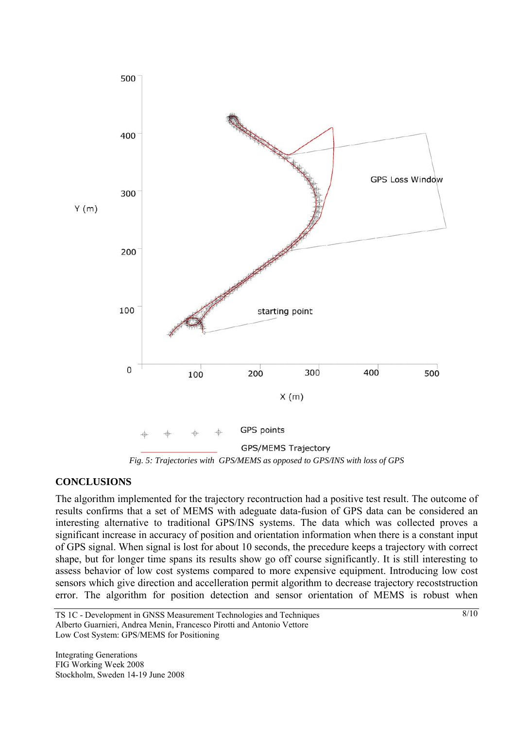*Fig. 5: Trajectories with GPS/MEMS as opposed to GPS/INS with loss of GPS*

## CONCLUSIONS

The algorithm implemented for the trajectory recontruction had a positive test result. The outcome of results confirms that a set of MEMS with adeguate data-fusion of GPS data can be considered an interesting alternative to traditional GPS/INS systems. The data which was collected proves a significant increase in accuracy of position and orientation information when there is a constant input of GPS signal. When signal is lost for about 10 seconds, the precedure keeps a trajectory with correct shape, but for longer time spans its results show go off course significantly. It is still interesting to assess behavior of low cost systems compared to more expensive equipment. Introducing low cost sensors which give direction and accelleration permit algorithm to decrease trajectory recoststruction error. The algorithm for position detection and sensor orientation of MEMS is robust when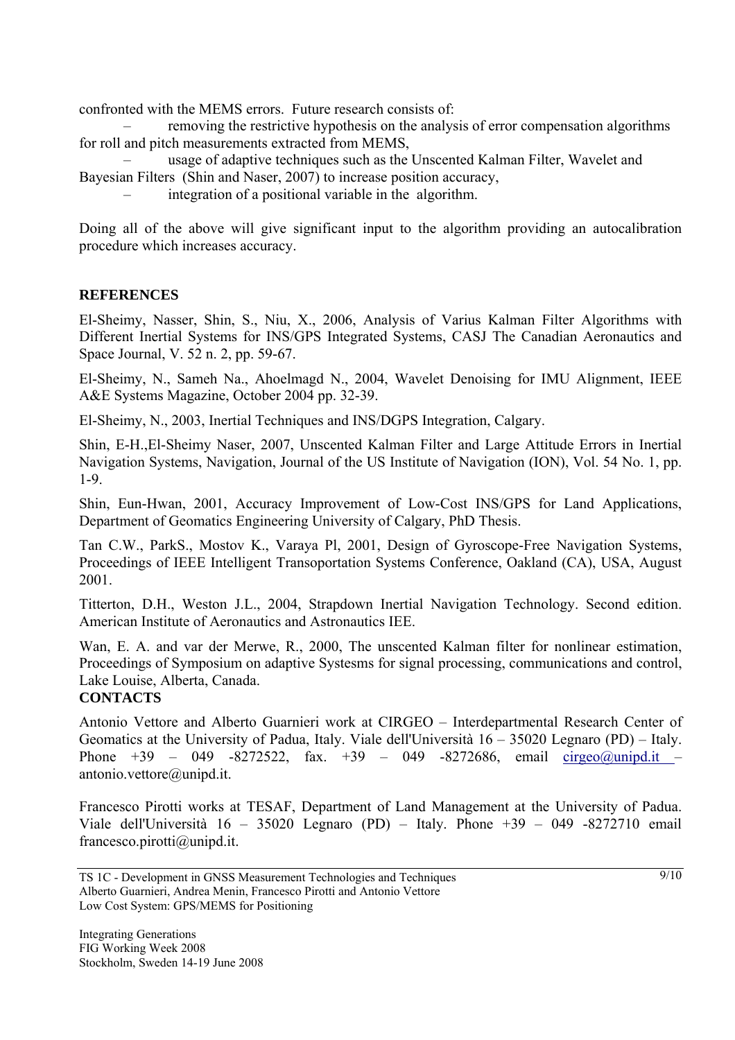confronted with the MEMS errors.  Future research consists of:

– removing the restrictive hypothesis on the analysis of error compensation algorithms for roll and pitch measurements extracted from MEMS,

– usage of adaptive techniques such as the Unscented Kalman Filter, Wavelet and Bayesian Filters  (Shin and Naser, 2007) to increase position accuracy,

– integration of a positional variable in the  algorithm.

Doing all of the above will give significant input to the algorithm providing an autocalibration procedure which increases accuracy.

## REFERENCES

El-Sheimy, Nasser, Shin, S., Niu, X., 2006, Analysis of Varius Kalman Filter Algorithms with Different Inertial Systems for INS/GPS Integrated Systems, CASJ The Canadian Aeronautics and Space Journal, V. 52 n. 2, pp. 59-67.

El-Sheimy, N., Sameh Na., Ahoelmagd N., 2004, Wavelet Denoising for IMU Alignment, IEEE A&E Systems Magazine, October 2004 pp. 32-39.

El-Sheimy, N., 2003, Inertial Techniques and INS/DGPS Integration, Calgary.

Shin, E-H.,El-Sheimy Naser, 2007, Unscented Kalman Filter and Large Attitude Errors in Inertial Navigation Systems, Navigation, Journal of the US Institute of Navigation (ION), Vol. 54 No. 1, pp. 1-9.

Shin, Eun-Hwan, 2001, Accuracy Improvement of Low-Cost INS/GPS for Land Applications, Department of Geomatics Engineering University of Calgary, PhD Thesis.

Tan C.W., ParkS., Mostov K., Varaya Pl, 2001, Design of Gyroscope-Free Navigation Systems, Proceedings of IEEE Intelligent Transoportation Systems Conference, Oakland (CA), USA, August 2001.

Titterton, D.H., Weston J.L., 2004, Strapdown Inertial Navigation Technology. Second edition. American Institute of Aeronautics and Astronautics IEE.

Wan, E. A. and var der Merwe, R., 2000, The unscented Kalman filter for nonlinear estimation, Proceedings of Symposium on adaptive Systesms for signal processing, communications and control, Lake Louise, Alberta, Canada.

## CONTACTS

Antonio Vettore and Alberto Guarnieri work at CIRGEO – Interdepartmental Research Center of Geomatics at the University of Padua, Italy. Viale dell'Università 16 – 35020 Legnaro (PD) – Italy. Phone +39 – 049 -8272522, fax. +39 – 049 -8272686, email cirgeo@unipd.it – antonio.vettore@unipd.it.

Francesco Pirotti works at TESAF, Department of Land Management at the University of Padua. Viale dell'Università 16 – 35020 Legnaro (PD) – Italy. Phone +39 – 049 -8272710 email francesco.pirotti@unipd.it.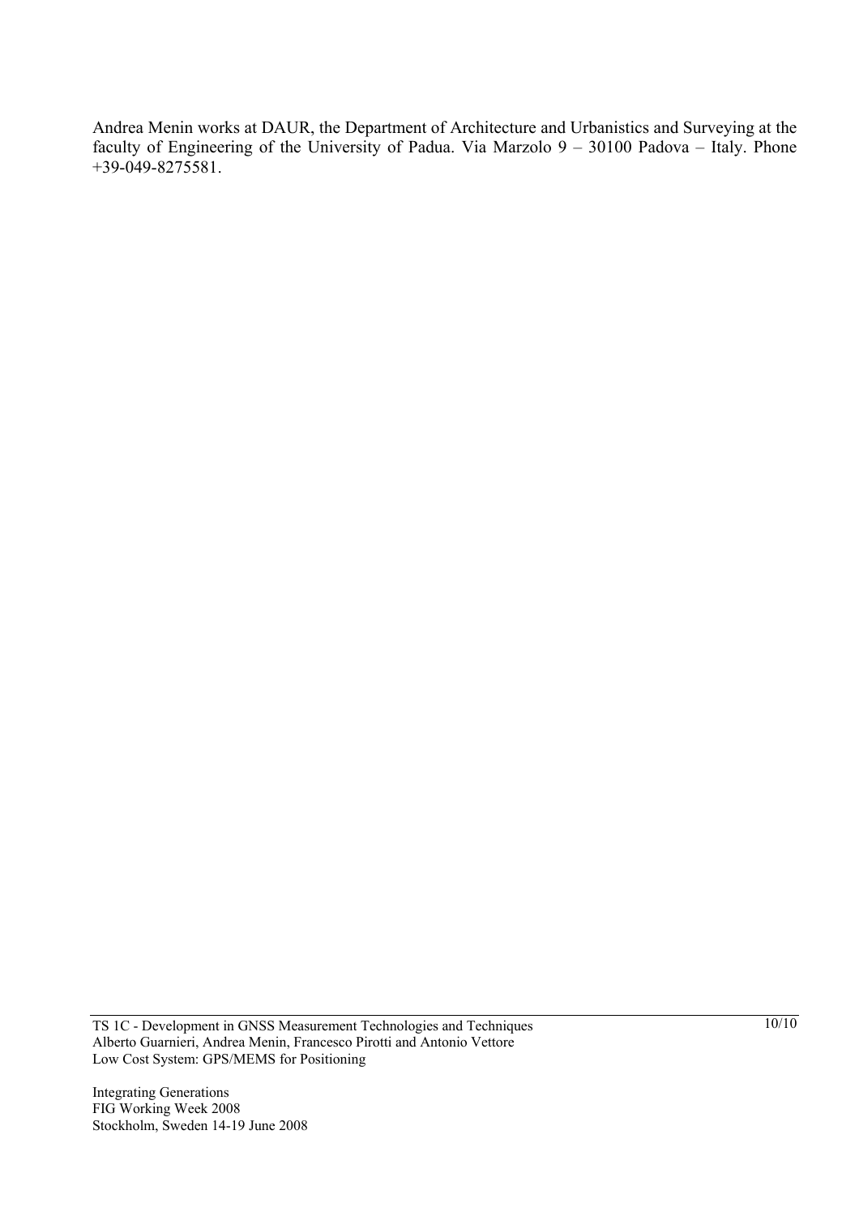Andrea Menin works at DAUR, the Department of Architecture and Urbanistics and Surveying at the faculty of Engineering of the University of Padua. Via Marzolo 9 – 30100 Padova – Italy. Phone +39-049-8275581.